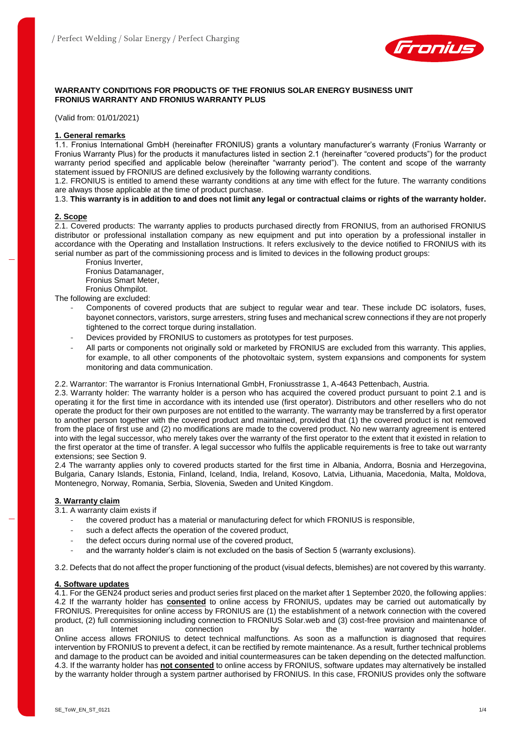**WARRANTY CONDITIONS FOR PRODUCTS OF THE FRONIUS SOLAR ENERGY BUSINESS UNIT**
**FRONIUS WARRANTY AND FRONIUS WARRANTY PLUS**

(Valid from: 01/01/2021)

## 1. General remarks

1.1. Fronius International GmbH (hereinafter FRONIUS) grants a voluntary manufacturer's warranty (Fronius Warranty or Fronius Warranty Plus) for the products it manufactures listed in section 2.1 (hereinafter "covered products") for the product warranty period specified and applicable below (hereinafter "warranty period"). The content and scope of the warranty statement issued by FRONIUS are defined exclusively by the following warranty conditions.

1.2. FRONIUS is entitled to amend these warranty conditions at any time with effect for the future. The warranty conditions are always those applicable at the time of product purchase.

1.3. **This warranty is in addition to and does not limit any legal or contractual claims or rights of the warranty holder.**

## 2. Scope

2.1. Covered products: The warranty applies to products purchased directly from FRONIUS, from an authorised FRONIUS distributor or professional installation company as new equipment and put into operation by a professional installer in accordance with the Operating and Installation Instructions. It refers exclusively to the device notified to FRONIUS with its serial number as part of the commissioning process and is limited to devices in the following product groups:

Fronius Inverter,
Fronius Datamanager,
Fronius Smart Meter,
Fronius Ohmpilot.

The following are excluded:

- Components of covered products that are subject to regular wear and tear. These include DC isolators, fuses, bayonet connectors, varistors, surge arresters, string fuses and mechanical screw connections if they are not properly tightened to the correct torque during installation.
- Devices provided by FRONIUS to customers as prototypes for test purposes.
- All parts or components not originally sold or marketed by FRONIUS are excluded from this warranty. This applies, for example, to all other components of the photovoltaic system, system expansions and components for system monitoring and data communication.

2.2. Warrantor: The warrantor is Fronius International GmbH, Froniusstrasse 1, A-4643 Pettenbach, Austria.

2.3. Warranty holder: The warranty holder is a person who has acquired the covered product pursuant to point 2.1 and is operating it for the first time in accordance with its intended use (first operator). Distributors and other resellers who do not operate the product for their own purposes are not entitled to the warranty. The warranty may be transferred by a first operator to another person together with the covered product and maintained, provided that (1) the covered product is not removed from the place of first use and (2) no modifications are made to the covered product. No new warranty agreement is entered into with the legal successor, who merely takes over the warranty of the first operator to the extent that it existed in relation to the first operator at the time of transfer. A legal successor who fulfils the applicable requirements is free to take out warranty extensions; see Section 9.

2.4 The warranty applies only to covered products started for the first time in Albania, Andorra, Bosnia and Herzegovina, Bulgaria, Canary Islands, Estonia, Finland, Iceland, India, Ireland, Kosovo, Latvia, Lithuania, Macedonia, Malta, Moldova, Montenegro, Norway, Romania, Serbia, Slovenia, Sweden and United Kingdom.

## 3. Warranty claim

3.1. A warranty claim exists if

- the covered product has a material or manufacturing defect for which FRONIUS is responsible,
- such a defect affects the operation of the covered product,
- the defect occurs during normal use of the covered product,
- and the warranty holder's claim is not excluded on the basis of Section 5 (warranty exclusions).

3.2. Defects that do not affect the proper functioning of the product (visual defects, blemishes) are not covered by this warranty.

## 4. Software updates

4.1. For the GEN24 product series and product series first placed on the market after 1 September 2020, the following applies:

4.2 If the warranty holder has **consented** to online access by FRONIUS, updates may be carried out automatically by FRONIUS. Prerequisites for online access by FRONIUS are (1) the establishment of a network connection with the covered product, (2) full commissioning including connection to FRONIUS Solar.web and (3) cost-free provision and maintenance of an Internet connection by the warranty holder. Online access allows FRONIUS to detect technical malfunctions. As soon as a malfunction is diagnosed that requires intervention by FRONIUS to prevent a defect, it can be rectified by remote maintenance. As a result, further technical problems and damage to the product can be avoided and initial countermeasures can be taken depending on the detected malfunction.

4.3. If the warranty holder has **not consented** to online access by FRONIUS, software updates may alternatively be installed by the warranty holder through a system partner authorised by FRONIUS. In this case, FRONIUS provides only the software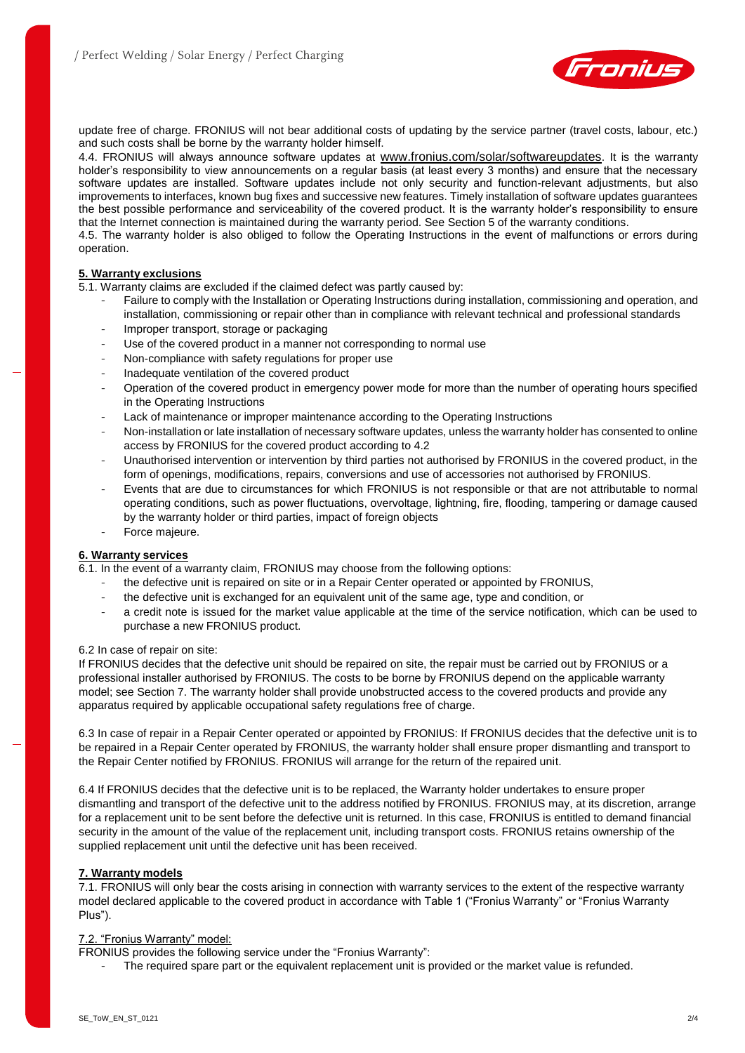update free of charge. FRONIUS will not bear additional costs of updating by the service partner (travel costs, labour, etc.) and such costs shall be borne by the warranty holder himself.

4.4. FRONIUS will always announce software updates at www.fronius.com/solar/softwareupdates. It is the warranty holder's responsibility to view announcements on a regular basis (at least every 3 months) and ensure that the necessary software updates are installed. Software updates include not only security and function-relevant adjustments, but also improvements to interfaces, known bug fixes and successive new features. Timely installation of software updates guarantees the best possible performance and serviceability of the covered product. It is the warranty holder's responsibility to ensure that the Internet connection is maintained during the warranty period. See Section 5 of the warranty conditions.

4.5. The warranty holder is also obliged to follow the Operating Instructions in the event of malfunctions or errors during operation.

## 5. Warranty exclusions

5.1. Warranty claims are excluded if the claimed defect was partly caused by:

- Failure to comply with the Installation or Operating Instructions during installation, commissioning and operation, and installation, commissioning or repair other than in compliance with relevant technical and professional standards
- Improper transport, storage or packaging
- Use of the covered product in a manner not corresponding to normal use
- Non-compliance with safety regulations for proper use
- Inadequate ventilation of the covered product
- Operation of the covered product in emergency power mode for more than the number of operating hours specified in the Operating Instructions
- Lack of maintenance or improper maintenance according to the Operating Instructions
- Non-installation or late installation of necessary software updates, unless the warranty holder has consented to online access by FRONIUS for the covered product according to 4.2
- Unauthorised intervention or intervention by third parties not authorised by FRONIUS in the covered product, in the form of openings, modifications, repairs, conversions and use of accessories not authorised by FRONIUS.
- Events that are due to circumstances for which FRONIUS is not responsible or that are not attributable to normal operating conditions, such as power fluctuations, overvoltage, lightning, fire, flooding, tampering or damage caused by the warranty holder or third parties, impact of foreign objects
- Force majeure.

## 6. Warranty services

6.1. In the event of a warranty claim, FRONIUS may choose from the following options:

- the defective unit is repaired on site or in a Repair Center operated or appointed by FRONIUS,
- the defective unit is exchanged for an equivalent unit of the same age, type and condition, or
- a credit note is issued for the market value applicable at the time of the service notification, which can be used to purchase a new FRONIUS product.

6.2 In case of repair on site:

If FRONIUS decides that the defective unit should be repaired on site, the repair must be carried out by FRONIUS or a professional installer authorised by FRONIUS. The costs to be borne by FRONIUS depend on the applicable warranty model; see Section 7. The warranty holder shall provide unobstructed access to the covered products and provide any apparatus required by applicable occupational safety regulations free of charge.

6.3 In case of repair in a Repair Center operated or appointed by FRONIUS: If FRONIUS decides that the defective unit is to be repaired in a Repair Center operated by FRONIUS, the warranty holder shall ensure proper dismantling and transport to the Repair Center notified by FRONIUS. FRONIUS will arrange for the return of the repaired unit.

6.4 If FRONIUS decides that the defective unit is to be replaced, the Warranty holder undertakes to ensure proper dismantling and transport of the defective unit to the address notified by FRONIUS. FRONIUS may, at its discretion, arrange for a replacement unit to be sent before the defective unit is returned. In this case, FRONIUS is entitled to demand financial security in the amount of the value of the replacement unit, including transport costs. FRONIUS retains ownership of the supplied replacement unit until the defective unit has been received.

## 7. Warranty models

7.1. FRONIUS will only bear the costs arising in connection with warranty services to the extent of the respective warranty model declared applicable to the covered product in accordance with Table 1 ("Fronius Warranty" or "Fronius Warranty Plus").

7.2. "Fronius Warranty" model:

FRONIUS provides the following service under the "Fronius Warranty":

- The required spare part or the equivalent replacement unit is provided or the market value is refunded.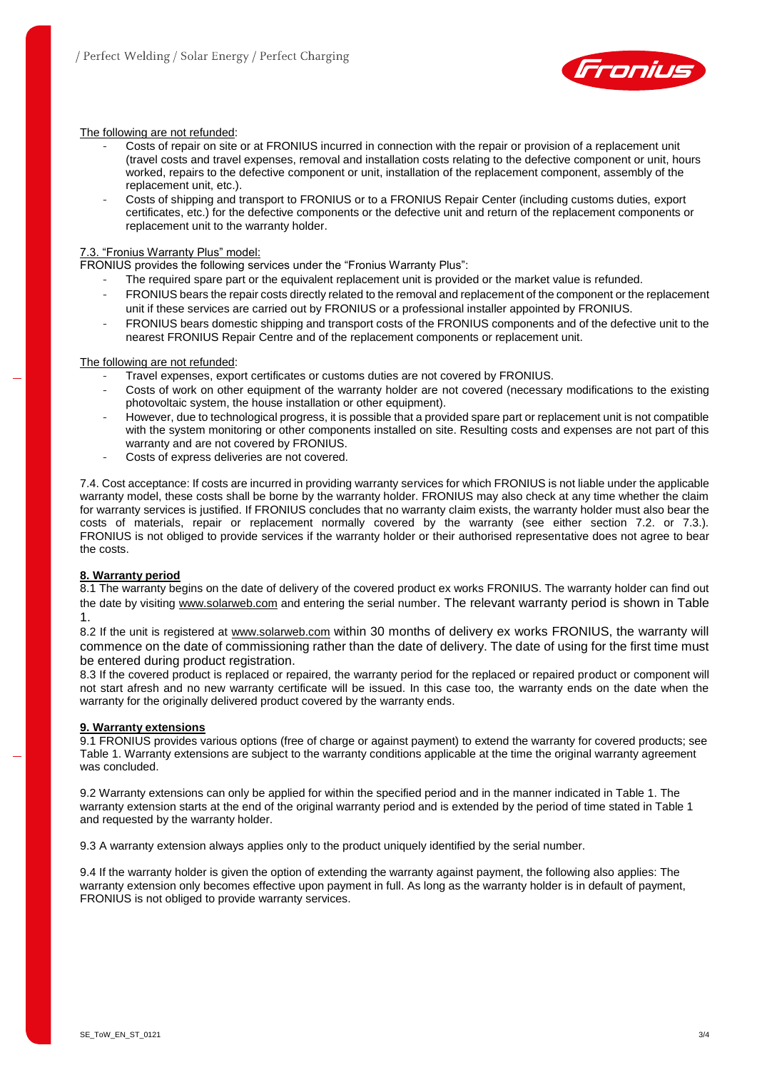<u>The following are not refunded</u>:

- Costs of repair on site or at FRONIUS incurred in connection with the repair or provision of a replacement unit (travel costs and travel expenses, removal and installation costs relating to the defective component or unit, hours worked, repairs to the defective component or unit, installation of the replacement component, assembly of the replacement unit, etc.).
- Costs of shipping and transport to FRONIUS or to a FRONIUS Repair Center (including customs duties, export certificates, etc.) for the defective components or the defective unit and return of the replacement components or replacement unit to the warranty holder.

<u>7.3. “Fronius Warranty Plus” model:</u>

FRONIUS provides the following services under the “Fronius Warranty Plus”:

- The required spare part or the equivalent replacement unit is provided or the market value is refunded.
- FRONIUS bears the repair costs directly related to the removal and replacement of the component or the replacement unit if these services are carried out by FRONIUS or a professional installer appointed by FRONIUS.
- FRONIUS bears domestic shipping and transport costs of the FRONIUS components and of the defective unit to the nearest FRONIUS Repair Centre and of the replacement components or replacement unit.

<u>The following are not refunded</u>:

- Travel expenses, export certificates or customs duties are not covered by FRONIUS.
- Costs of work on other equipment of the warranty holder are not covered (necessary modifications to the existing photovoltaic system, the house installation or other equipment).
- However, due to technological progress, it is possible that a provided spare part or replacement unit is not compatible with the system monitoring or other components installed on site. Resulting costs and expenses are not part of this warranty and are not covered by FRONIUS.
- Costs of express deliveries are not covered.

7.4. Cost acceptance: If costs are incurred in providing warranty services for which FRONIUS is not liable under the applicable warranty model, these costs shall be borne by the warranty holder. FRONIUS may also check at any time whether the claim for warranty services is justified. If FRONIUS concludes that no warranty claim exists, the warranty holder must also bear the costs of materials, repair or replacement normally covered by the warranty (see either section 7.2. or 7.3.). FRONIUS is not obliged to provide services if the warranty holder or their authorised representative does not agree to bear the costs.

## 8. Warranty period

8.1 The warranty begins on the date of delivery of the covered product ex works FRONIUS. The warranty holder can find out the date by visiting www.solarweb.com and entering the serial number. The relevant warranty period is shown in Table 1.

8.2 If the unit is registered at www.solarweb.com within 30 months of delivery ex works FRONIUS, the warranty will commence on the date of commissioning rather than the date of delivery. The date of using for the first time must be entered during product registration.

8.3 If the covered product is replaced or repaired, the warranty period for the replaced or repaired product or component will not start afresh and no new warranty certificate will be issued. In this case too, the warranty ends on the date when the warranty for the originally delivered product covered by the warranty ends.

## 9. Warranty extensions

9.1 FRONIUS provides various options (free of charge or against payment) to extend the warranty for covered products; see Table 1. Warranty extensions are subject to the warranty conditions applicable at the time the original warranty agreement was concluded.

9.2 Warranty extensions can only be applied for within the specified period and in the manner indicated in Table 1. The warranty extension starts at the end of the original warranty period and is extended by the period of time stated in Table 1 and requested by the warranty holder.

9.3 A warranty extension always applies only to the product uniquely identified by the serial number.

9.4 If the warranty holder is given the option of extending the warranty against payment, the following also applies: The warranty extension only becomes effective upon payment in full. As long as the warranty holder is in default of payment, FRONIUS is not obliged to provide warranty services.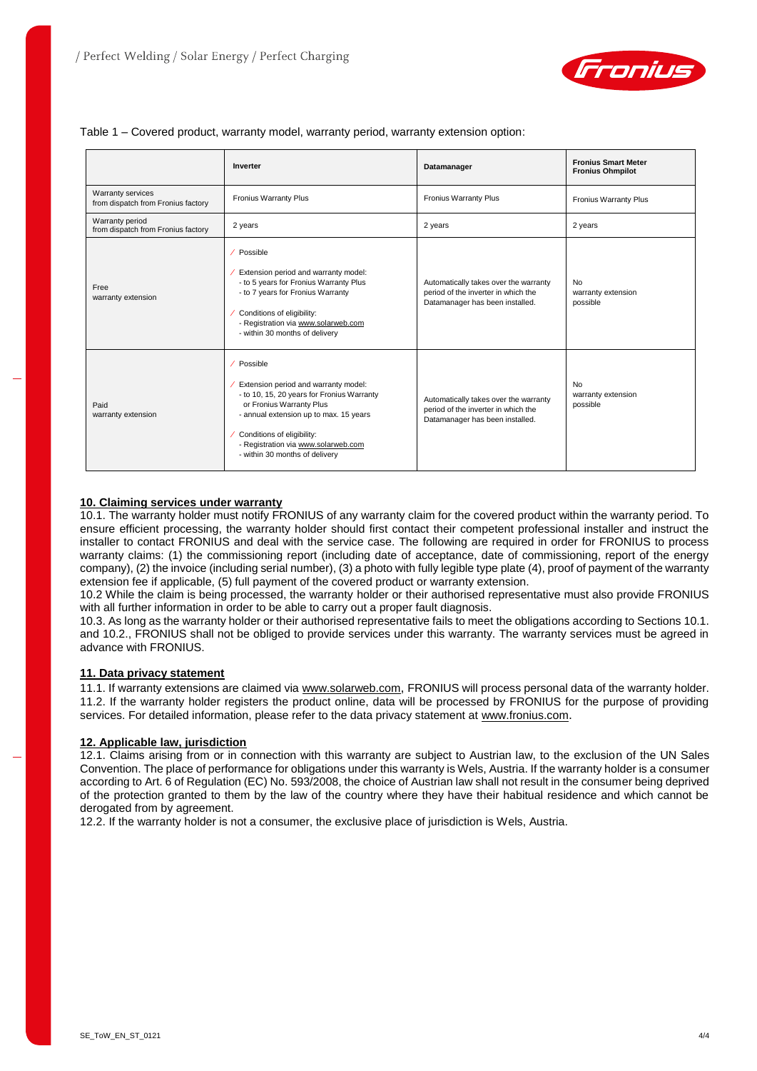Table 1 – Covered product, warranty model, warranty period, warranty extension option:

| | Inverter | Datamanager | Fronius Smart Meter Fronius Ohmpilot |
|---|---|---|---|
| Warranty services from dispatch from Fronius factory | Fronius Warranty Plus | Fronius Warranty Plus | Fronius Warranty Plus |
| Warranty period from dispatch from Fronius factory | 2 years | 2 years | 2 years |
| Free warranty extension | / Possible<br>/ Extension period and warranty model:<br>- to 5 years for Fronius Warranty Plus<br>- to 7 years for Fronius Warranty<br>/ Conditions of eligibility:<br>- Registration via www.solarweb.com<br>- within 30 months of delivery | Automatically takes over the warranty period of the inverter in which the Datamanager has been installed. | No warranty extension possible |
| Paid warranty extension | / Possible<br>/ Extension period and warranty model:<br>- to 10, 15, 20 years for Fronius Warranty or Fronius Warranty Plus<br>- annual extension up to max. 15 years<br>/ Conditions of eligibility:<br>- Registration via www.solarweb.com<br>- within 30 months of delivery | Automatically takes over the warranty period of the inverter in which the Datamanager has been installed. | No warranty extension possible |

## 10. Claiming services under warranty

10.1. The warranty holder must notify FRONIUS of any warranty claim for the covered product within the warranty period. To ensure efficient processing, the warranty holder should first contact their competent professional installer and instruct the installer to contact FRONIUS and deal with the service case. The following are required in order for FRONIUS to process warranty claims: (1) the commissioning report (including date of acceptance, date of commissioning, report of the energy company), (2) the invoice (including serial number), (3) a photo with fully legible type plate (4), proof of payment of the warranty extension fee if applicable, (5) full payment of the covered product or warranty extension.

10.2 While the claim is being processed, the warranty holder or their authorised representative must also provide FRONIUS with all further information in order to be able to carry out a proper fault diagnosis.

10.3. As long as the warranty holder or their authorised representative fails to meet the obligations according to Sections 10.1. and 10.2., FRONIUS shall not be obliged to provide services under this warranty. The warranty services must be agreed in advance with FRONIUS.

## 11. Data privacy statement

11.1. If warranty extensions are claimed via www.solarweb.com, FRONIUS will process personal data of the warranty holder.
11.2. If the warranty holder registers the product online, data will be processed by FRONIUS for the purpose of providing services. For detailed information, please refer to the data privacy statement at www.fronius.com.

## 12. Applicable law, jurisdiction

12.1. Claims arising from or in connection with this warranty are subject to Austrian law, to the exclusion of the UN Sales Convention. The place of performance for obligations under this warranty is Wels, Austria. If the warranty holder is a consumer according to Art. 6 of Regulation (EC) No. 593/2008, the choice of Austrian law shall not result in the consumer being deprived of the protection granted to them by the law of the country where they have their habitual residence and which cannot be derogated from by agreement.

12.2. If the warranty holder is not a consumer, the exclusive place of jurisdiction is Wels, Austria.